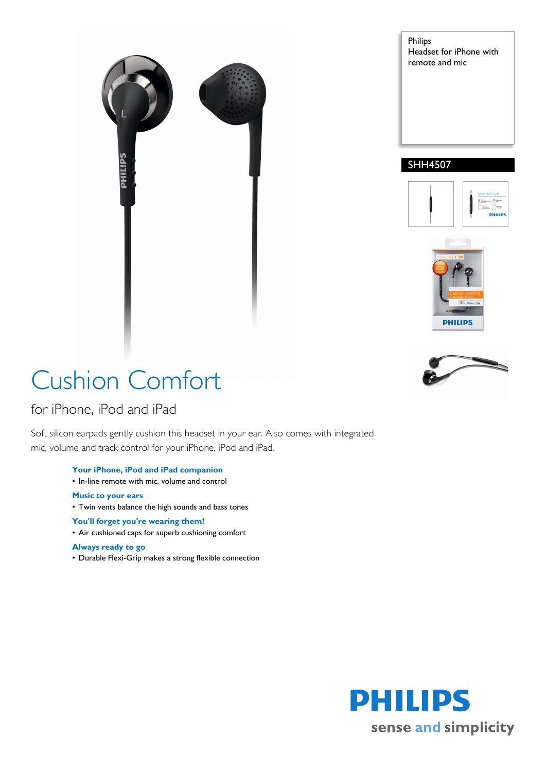Philips
Headset for iPhone with remote and mic

SHH4507

# Cushion Comfort

## for iPhone, iPod and iPad

Soft silicon earpads gently cushion this headset in your ear. Also comes with integrated mic, volume and track control for your iPhone, iPod and iPad.

### Your iPhone, iPod and iPad companion
- In-line remote with mic, volume and control

### Music to your ears
- Twin vents balance the high sounds and bass tones

### You'll forget you're wearing them!
- Air cushioned caps for superb cushioning comfort

### Always ready to go
- Durable Flexi-Grip makes a strong flexible connection

**PHILIPS**
sense and simplicity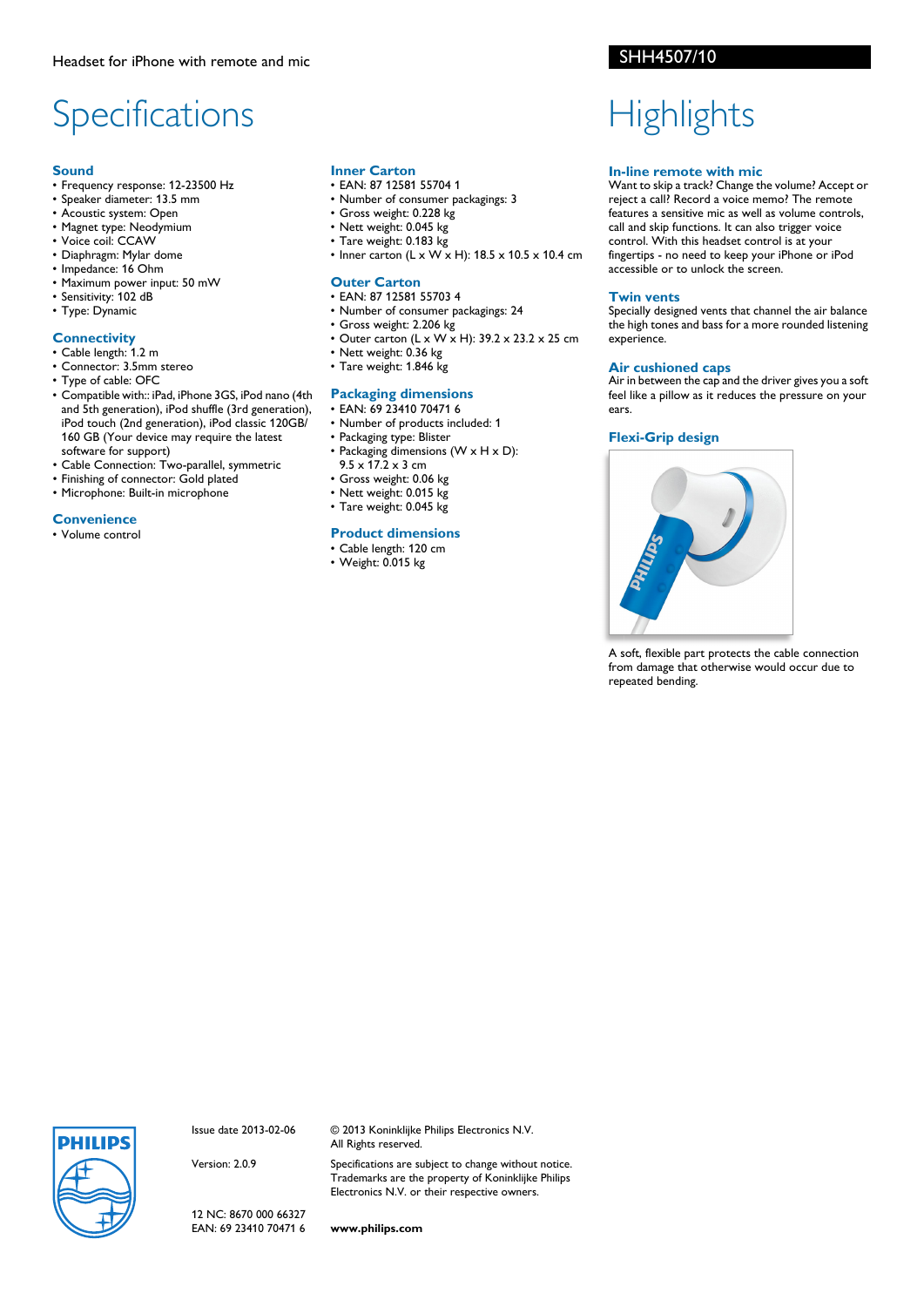Headset for iPhone with remote and mic

SHH4507/10

# Specifications

### Sound

- Frequency response: 12-23500 Hz
- Speaker diameter: 13.5 mm
- Acoustic system: Open
- Magnet type: Neodymium
- Voice coil: CCAW
- Diaphragm: Mylar dome
- Impedance: 16 Ohm
- Maximum power input: 50 mW
- Sensitivity: 102 dB
- Type: Dynamic

### Connectivity

- Cable length: 1.2 m
- Connector: 3.5mm stereo
- Type of cable: OFC
- Compatible with:: iPad, iPhone 3GS, iPod nano (4th and 5th generation), iPod shuffle (3rd generation), iPod touch (2nd generation), iPod classic 120GB/ 160 GB (Your device may require the latest software for support)
- Cable Connection: Two-parallel, symmetric
- Finishing of connector: Gold plated
- Microphone: Built-in microphone

### Convenience

- Volume control

### Inner Carton

- EAN: 87 12581 55704 1
- Number of consumer packagings: 3
- Gross weight: 0.228 kg
- Nett weight: 0.045 kg
- Tare weight: 0.183 kg
- Inner carton (L x W x H): 18.5 x 10.5 x 10.4 cm

### Outer Carton

- EAN: 87 12581 55703 4
- Number of consumer packagings: 24
- Gross weight: 2.206 kg
- Outer carton (L x W x H): 39.2 x 23.2 x 25 cm
- Nett weight: 0.36 kg
- Tare weight: 1.846 kg

### Packaging dimensions

- EAN: 69 23410 70471 6
- Number of products included: 1
- Packaging type: Blister
- Packaging dimensions (W x H x D): 9.5 x 17.2 x 3 cm
- Gross weight: 0.06 kg
- Nett weight: 0.015 kg
- Tare weight: 0.045 kg

### Product dimensions

- Cable length: 120 cm
- Weight: 0.015 kg

# Highlights

### In-line remote with mic

Want to skip a track? Change the volume? Accept or reject a call? Record a voice memo? The remote features a sensitive mic as well as volume controls, call and skip functions. It can also trigger voice control. With this headset control is at your fingertips - no need to keep your iPhone or iPod accessible or to unlock the screen.

### Twin vents

Specially designed vents that channel the air balance the high tones and bass for a more rounded listening experience.

### Air cushioned caps

Air in between the cap and the driver gives you a soft feel like a pillow as it reduces the pressure on your ears.

### Flexi-Grip design

A soft, flexible part protects the cable connection from damage that otherwise would occur due to repeated bending.

Issue date 2013-02-06

Version: 2.0.9

12 NC: 8670 000 66327
EAN: 69 23410 70471 6

© 2013 Koninklijke Philips Electronics N.V.
All Rights reserved.

Specifications are subject to change without notice. Trademarks are the property of Koninklijke Philips Electronics N.V. or their respective owners.

**www.philips.com**